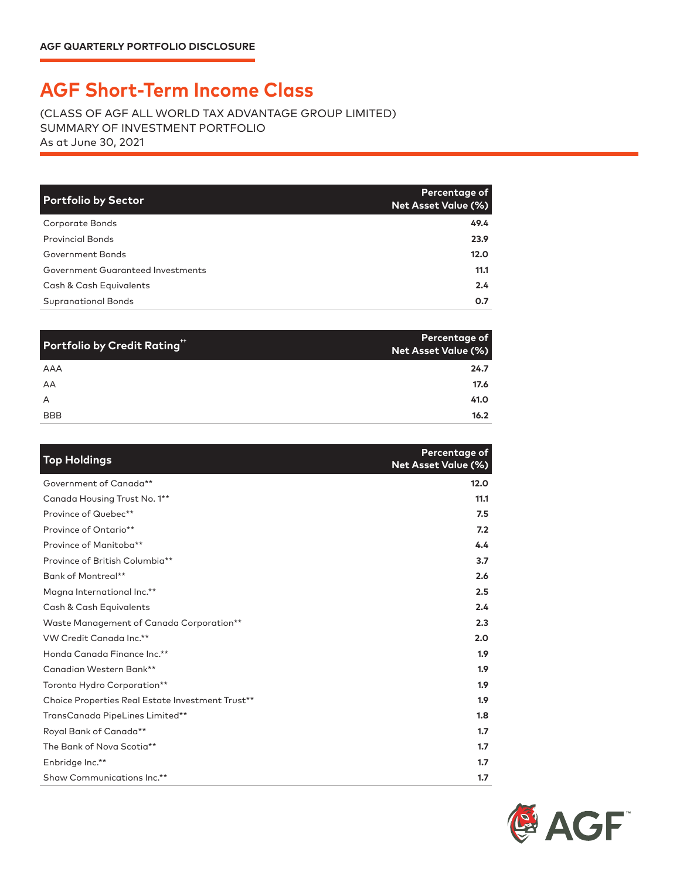AGF QUARTERLY PORTFOLIO DISCLOSURE

# AGF Short-Term Income Class

(CLASS OF AGF ALL WORLD TAX ADVANTAGE GROUP LIMITED)
SUMMARY OF INVESTMENT PORTFOLIO
As at June 30, 2021

| Portfolio by Sector | Percentage of Net Asset Value (%) |
|---|---|
| Corporate Bonds | 49.4 |
| Provincial Bonds | 23.9 |
| Government Bonds | 12.0 |
| Government Guaranteed Investments | 11.1 |
| Cash & Cash Equivalents | 2.4 |
| Supranational Bonds | 0.7 |

| Portfolio by Credit Rating[††] | Percentage of Net Asset Value (%) |
|---|---|
| AAA | 24.7 |
| AA | 17.6 |
| A | 41.0 |
| BBB | 16.2 |

| Top Holdings | Percentage of Net Asset Value (%) |
|---|---|
| Government of Canada** | 12.0 |
| Canada Housing Trust No. 1** | 11.1 |
| Province of Quebec** | 7.5 |
| Province of Ontario** | 7.2 |
| Province of Manitoba** | 4.4 |
| Province of British Columbia** | 3.7 |
| Bank of Montreal** | 2.6 |
| Magna International Inc.** | 2.5 |
| Cash & Cash Equivalents | 2.4 |
| Waste Management of Canada Corporation** | 2.3 |
| VW Credit Canada Inc.** | 2.0 |
| Honda Canada Finance Inc.** | 1.9 |
| Canadian Western Bank** | 1.9 |
| Toronto Hydro Corporation** | 1.9 |
| Choice Properties Real Estate Investment Trust** | 1.9 |
| TransCanada PipeLines Limited** | 1.8 |
| Royal Bank of Canada** | 1.7 |
| The Bank of Nova Scotia** | 1.7 |
| Enbridge Inc.** | 1.7 |
| Shaw Communications Inc.** | 1.7 |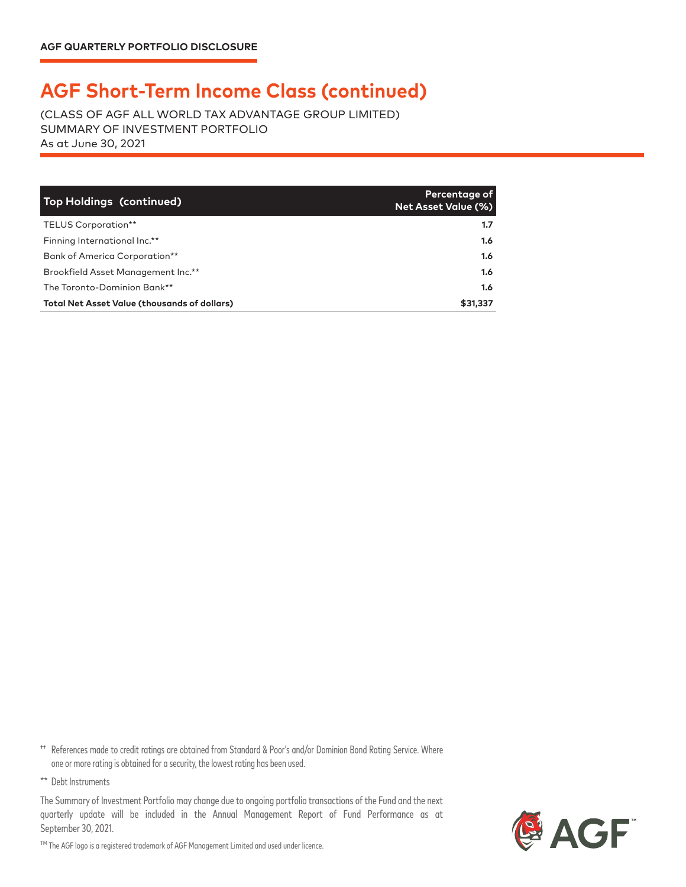AGF QUARTERLY PORTFOLIO DISCLOSURE

# AGF Short-Term Income Class (continued)

(CLASS OF AGF ALL WORLD TAX ADVANTAGE GROUP LIMITED)
SUMMARY OF INVESTMENT PORTFOLIO
As at June 30, 2021

| Top Holdings (continued) | Percentage of Net Asset Value (%) |
|---|---|
| TELUS Corporation** | 1.7 |
| Finning International Inc.** | 1.6 |
| Bank of America Corporation** | 1.6 |
| Brookfield Asset Management Inc.** | 1.6 |
| The Toronto-Dominion Bank** | 1.6 |
| **Total Net Asset Value (thousands of dollars)** | **$31,337** |

†† References made to credit ratings are obtained from Standard & Poor's and/or Dominion Bond Rating Service. Where one or more rating is obtained for a security, the lowest rating has been used.

** Debt Instruments

The Summary of Investment Portfolio may change due to ongoing portfolio transactions of the Fund and the next quarterly update will be included in the Annual Management Report of Fund Performance as at September 30, 2021.

TM The AGF logo is a registered trademark of AGF Management Limited and used under licence.